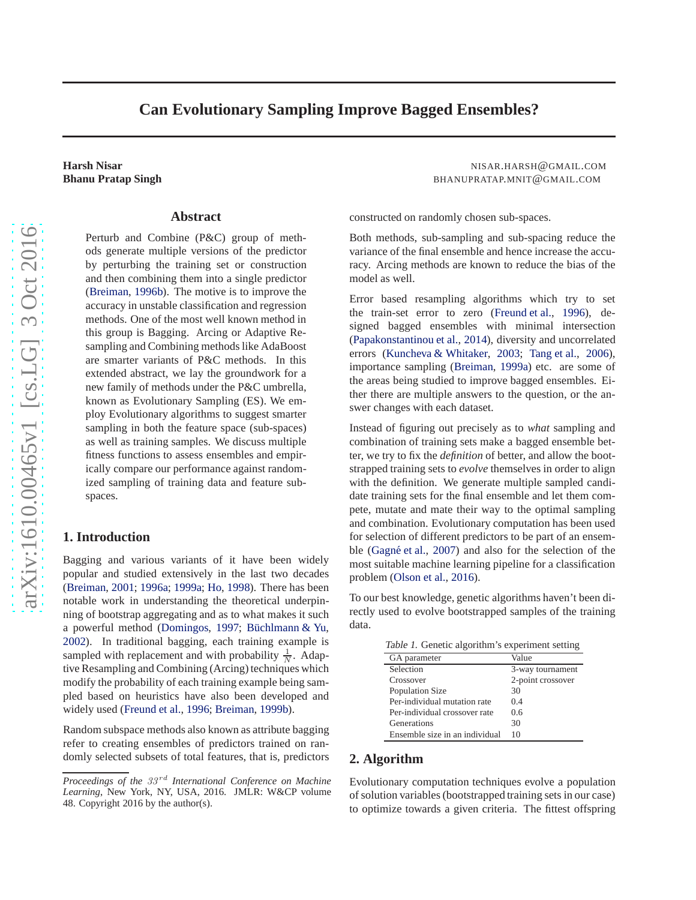# Can Evolutionary Sampling Improve Bagged Ensembles?

**Harsh Nisar** NISAR.HARSH@GMAIL.COM
**Bhanu Pratap Singh** BHANUPRATAP.MNIT@GMAIL.COM

## Abstract

Perturb and Combine (P&C) group of methods generate multiple versions of the predictor by perturbing the training set or construction and then combining them into a single predictor (Breiman, 1996b). The motive is to improve the accuracy in unstable classification and regression methods. One of the most well known method in this group is Bagging. Arcing or Adaptive Resampling and Combining methods like AdaBoost are smarter variants of P&C methods. In this extended abstract, we lay the groundwork for a new family of methods under the P&C umbrella, known as Evolutionary Sampling (ES). We employ Evolutionary algorithms to suggest smarter sampling in both the feature space (sub-spaces) as well as training samples. We discuss multiple fitness functions to assess ensembles and empirically compare our performance against randomized sampling of training data and feature sub-spaces.

## 1. Introduction

Bagging and various variants of it have been widely popular and studied extensively in the last two decades (Breiman, 2001; 1996a; 1999a; Ho, 1998). There has been notable work in understanding the theoretical underpinning of bootstrap aggregating and as to what makes it such a powerful method (Domingos, 1997; Büchlmann & Yu, 2002). In traditional bagging, each training example is sampled with replacement and with probability $\frac{1}{N}$. Adaptive Resampling and Combining (Arcing) techniques which modify the probability of each training example being sampled based on heuristics have also been developed and widely used (Freund et al., 1996; Breiman, 1999b).

Random subspace methods also known as attribute bagging refer to creating ensembles of predictors trained on randomly selected subsets of total features, that is, predictors constructed on randomly chosen sub-spaces.

Both methods, sub-sampling and sub-spacing reduce the variance of the final ensemble and hence increase the accuracy. Arcing methods are known to reduce the bias of the model as well.

Error based resampling algorithms which try to set the train-set error to zero (Freund et al., 1996), designed bagged ensembles with minimal intersection (Papakonstantinou et al., 2014), diversity and uncorrelated errors (Kuncheva & Whitaker, 2003; Tang et al., 2006), importance sampling (Breiman, 1999a) etc. are some of the areas being studied to improve bagged ensembles. Either there are multiple answers to the question, or the answer changes with each dataset.

Instead of figuring out precisely as to *what* sampling and combination of training sets make a bagged ensemble better, we try to fix the *definition* of better, and allow the bootstrapped training sets to *evolve* themselves in order to align with the definition. We generate multiple sampled candidate training sets for the final ensemble and let them compete, mutate and mate their way to the optimal sampling and combination. Evolutionary computation has been used for selection of different predictors to be part of an ensemble (Gagné et al., 2007) and also for the selection of the most suitable machine learning pipeline for a classification problem (Olson et al., 2016).

To our best knowledge, genetic algorithms haven't been directly used to evolve bootstrapped samples of the training data.

*Table 1.* Genetic algorithm's experiment setting

| GA parameter | Value |
|---|---|
| Selection | 3-way tournament |
| Crossover | 2-point crossover |
| Population Size | 30 |
| Per-individual mutation rate | 0.4 |
| Per-individual crossover rate | 0.6 |
| Generations | 30 |
| Ensemble size in an individual | 10 |

## 2. Algorithm

Evolutionary computation techniques evolve a population of solution variables (bootstrapped training sets in our case) to optimize towards a given criteria. The fittest offspring

*Proceedings of the $33^{rd}$ International Conference on Machine Learning*, New York, NY, USA, 2016. JMLR: W&CP volume 48. Copyright 2016 by the author(s).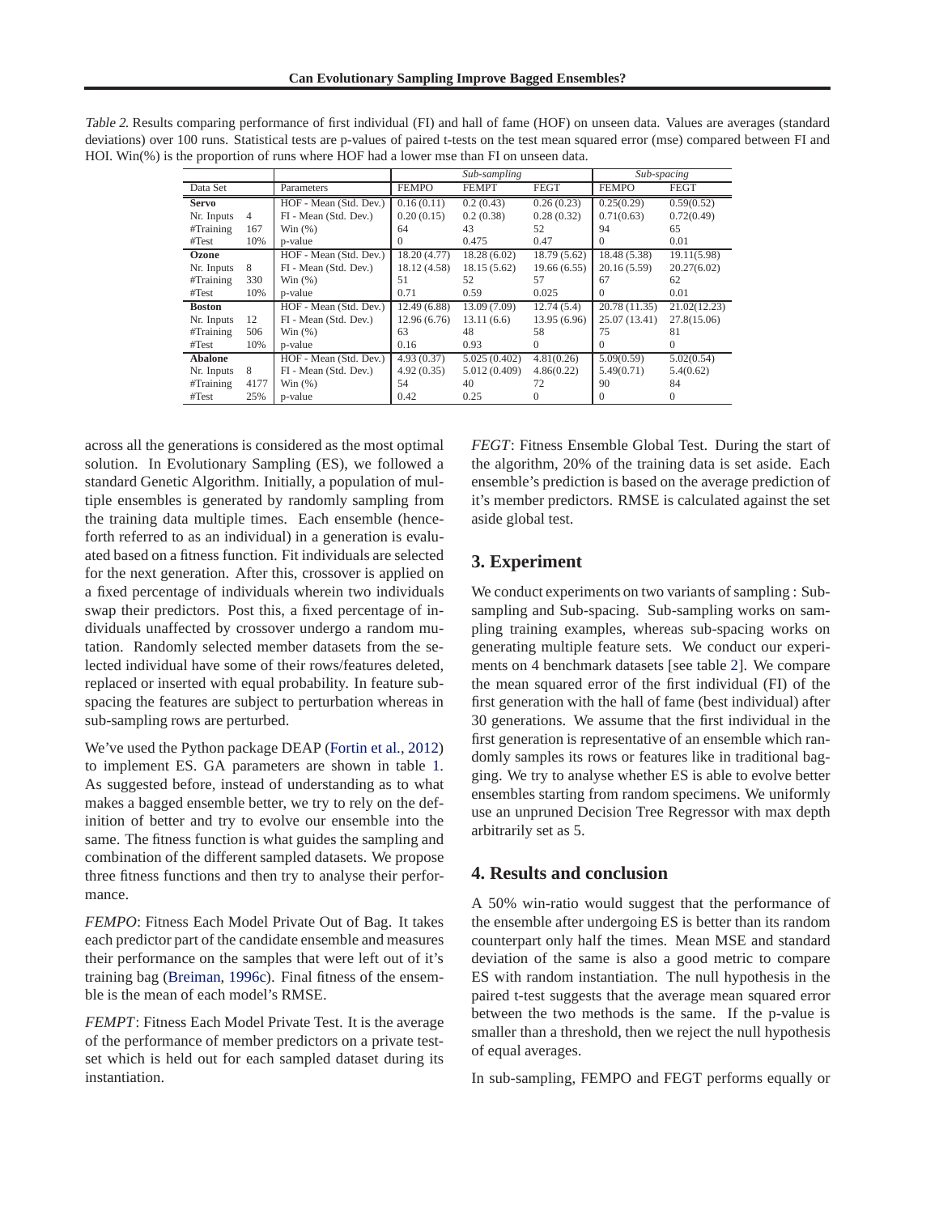*Table 2.* Results comparing performance of first individual (FI) and hall of fame (HOF) on unseen data. Values are averages (standard deviations) over 100 runs. Statistical tests are p-values of paired t-tests on the test mean squared error (mse) compared between FI and HOI. Win(%) is the proportion of runs where HOF had a lower mse than FI on unseen data.

| Data Set | | Parameters | *Sub-sampling* | | | *Sub-spacing* | |
|---|---|---|---|---|---|---|---|
| | | | FEMPO | FEMPT | FEGT | FEMPO | FEGT |
| **Servo** | | HOF - Mean (Std. Dev.) | 0.16 (0.11) | 0.2 (0.43) | 0.26 (0.23) | 0.25(0.29) | 0.59(0.52) |
| Nr. Inputs | 4 | FI - Mean (Std. Dev.) | 0.20 (0.15) | 0.2 (0.38) | 0.28 (0.32) | 0.71(0.63) | 0.72(0.49) |
| #Training | 167 | Win (%) | 64 | 43 | 52 | 94 | 65 |
| #Test | 10% | p-value | 0 | 0.475 | 0.47 | 0 | 0.01 |
| **Ozone** | | HOF - Mean (Std. Dev.) | 18.20 (4.77) | 18.28 (6.02) | 18.79 (5.62) | 18.48 (5.38) | 19.11(5.98) |
| Nr. Inputs | 8 | FI - Mean (Std. Dev.) | 18.12 (4.58) | 18.15 (5.62) | 19.66 (6.55) | 20.16 (5.59) | 20.27(6.02) |
| #Training | 330 | Win (%) | 51 | 52 | 57 | 67 | 62 |
| #Test | 10% | p-value | 0.71 | 0.59 | 0.025 | 0 | 0.01 |
| **Boston** | | HOF - Mean (Std. Dev.) | 12.49 (6.88) | 13.09 (7.09) | 12.74 (5.4) | 20.78 (11.35) | 21.02(12.23) |
| Nr. Inputs | 12 | FI - Mean (Std. Dev.) | 12.96 (6.76) | 13.11 (6.6) | 13.95 (6.96) | 25.07 (13.41) | 27.8(15.06) |
| #Training | 506 | Win (%) | 63 | 48 | 58 | 75 | 81 |
| #Test | 10% | p-value | 0.16 | 0.93 | 0 | 0 | 0 |
| **Abalone** | | HOF - Mean (Std. Dev.) | 4.93 (0.37) | 5.025 (0.402) | 4.81(0.26) | 5.09(0.59) | 5.02(0.54) |
| Nr. Inputs | 8 | FI - Mean (Std. Dev.) | 4.92 (0.35) | 5.012 (0.409) | 4.86(0.22) | 5.49(0.71) | 5.4(0.62) |
| #Training | 4177 | Win (%) | 54 | 40 | 72 | 90 | 84 |
| #Test | 25% | p-value | 0.42 | 0.25 | 0 | 0 | 0 |

across all the generations is considered as the most optimal solution. In Evolutionary Sampling (ES), we followed a standard Genetic Algorithm. Initially, a population of multiple ensembles is generated by randomly sampling from the training data multiple times. Each ensemble (henceforth referred to as an individual) in a generation is evaluated based on a fitness function. Fit individuals are selected for the next generation. After this, crossover is applied on a fixed percentage of individuals wherein two individuals swap their predictors. Post this, a fixed percentage of individuals unaffected by crossover undergo a random mutation. Randomly selected member datasets from the selected individual have some of their rows/features deleted, replaced or inserted with equal probability. In feature subspacing the features are subject to perturbation whereas in sub-sampling rows are perturbed.

We've used the Python package DEAP (Fortin et al., 2012) to implement ES. GA parameters are shown in table 1. As suggested before, instead of understanding as to what makes a bagged ensemble better, we try to rely on the definition of better and try to evolve our ensemble into the same. The fitness function is what guides the sampling and combination of the different sampled datasets. We propose three fitness functions and then try to analyse their performance.

*FEMPO*: Fitness Each Model Private Out of Bag. It takes each predictor part of the candidate ensemble and measures their performance on the samples that were left out of it's training bag (Breiman, 1996c). Final fitness of the ensemble is the mean of each model's RMSE.

*FEMPT*: Fitness Each Model Private Test. It is the average of the performance of member predictors on a private testset which is held out for each sampled dataset during its instantiation.

*FEGT*: Fitness Ensemble Global Test. During the start of the algorithm, 20% of the training data is set aside. Each ensemble's prediction is based on the average prediction of it's member predictors. RMSE is calculated against the set aside global test.

## 3. Experiment

We conduct experiments on two variants of sampling : Subsampling and Sub-spacing. Sub-sampling works on sampling training examples, whereas sub-spacing works on generating multiple feature sets. We conduct our experiments on 4 benchmark datasets [see table 2]. We compare the mean squared error of the first individual (FI) of the first generation with the hall of fame (best individual) after 30 generations. We assume that the first individual in the first generation is representative of an ensemble which randomly samples its rows or features like in traditional bagging. We try to analyse whether ES is able to evolve better ensembles starting from random specimens. We uniformly use an unpruned Decision Tree Regressor with max depth arbitrarily set as 5.

## 4. Results and conclusion

A 50% win-ratio would suggest that the performance of the ensemble after undergoing ES is better than its random counterpart only half the times. Mean MSE and standard deviation of the same is also a good metric to compare ES with random instantiation. The null hypothesis in the paired t-test suggests that the average mean squared error between the two methods is the same. If the p-value is smaller than a threshold, then we reject the null hypothesis of equal averages.

In sub-sampling, FEMPO and FEGT performs equally or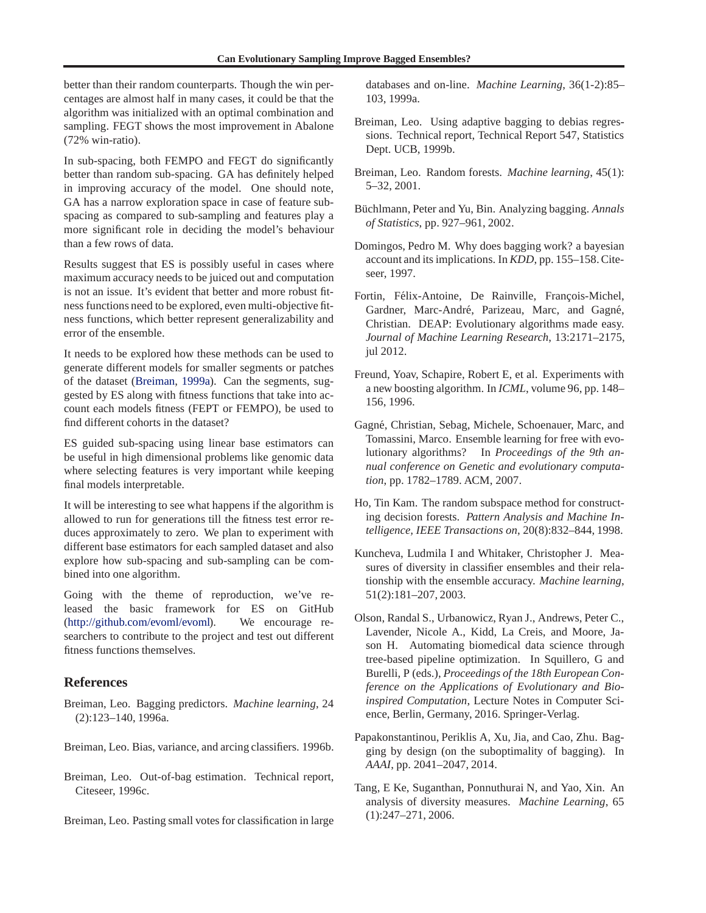better than their random counterparts. Though the win percentages are almost half in many cases, it could be that the algorithm was initialized with an optimal combination and sampling. FEGT shows the most improvement in Abalone (72% win-ratio).

In sub-spacing, both FEMPO and FEGT do significantly better than random sub-spacing. GA has definitely helped in improving accuracy of the model. One should note, GA has a narrow exploration space in case of feature sub-spacing as compared to sub-sampling and features play a more significant role in deciding the model's behaviour than a few rows of data.

Results suggest that ES is possibly useful in cases where maximum accuracy needs to be juiced out and computation is not an issue. It's evident that better and more robust fitness functions need to be explored, even multi-objective fitness functions, which better represent generalizability and error of the ensemble.

It needs to be explored how these methods can be used to generate different models for smaller segments or patches of the dataset (Breiman, 1999a). Can the segments, suggested by ES along with fitness functions that take into account each models fitness (FEPT or FEMPO), be used to find different cohorts in the dataset?

ES guided sub-spacing using linear base estimators can be useful in high dimensional problems like genomic data where selecting features is very important while keeping final models interpretable.

It will be interesting to see what happens if the algorithm is allowed to run for generations till the fitness test error reduces approximately to zero. We plan to experiment with different base estimators for each sampled dataset and also explore how sub-spacing and sub-sampling can be combined into one algorithm.

Going with the theme of reproduction, we've released the basic framework for ES on GitHub (http://github.com/evoml/evoml). We encourage researchers to contribute to the project and test out different fitness functions themselves.

## References

Breiman, Leo. Bagging predictors. *Machine learning*, 24 (2):123–140, 1996a.

Breiman, Leo. Bias, variance, and arcing classifiers. 1996b.

Breiman, Leo. Out-of-bag estimation. Technical report, Citeseer, 1996c.

Breiman, Leo. Pasting small votes for classification in large databases and on-line. *Machine Learning*, 36(1-2):85–103, 1999a.

Breiman, Leo. Using adaptive bagging to debias regressions. Technical report, Technical Report 547, Statistics Dept. UCB, 1999b.

Breiman, Leo. Random forests. *Machine learning*, 45(1): 5–32, 2001.

Büchlmann, Peter and Yu, Bin. Analyzing bagging. *Annals of Statistics*, pp. 927–961, 2002.

Domingos, Pedro M. Why does bagging work? a bayesian account and its implications. In *KDD*, pp. 155–158. Citeseer, 1997.

Fortin, Félix-Antoine, De Rainville, François-Michel, Gardner, Marc-André, Parizeau, Marc, and Gagné, Christian. DEAP: Evolutionary algorithms made easy. *Journal of Machine Learning Research*, 13:2171–2175, jul 2012.

Freund, Yoav, Schapire, Robert E, et al. Experiments with a new boosting algorithm. In *ICML*, volume 96, pp. 148–156, 1996.

Gagné, Christian, Sebag, Michele, Schoenauer, Marc, and Tomassini, Marco. Ensemble learning for free with evolutionary algorithms? In *Proceedings of the 9th annual conference on Genetic and evolutionary computation*, pp. 1782–1789. ACM, 2007.

Ho, Tin Kam. The random subspace method for constructing decision forests. *Pattern Analysis and Machine Intelligence, IEEE Transactions on*, 20(8):832–844, 1998.

Kuncheva, Ludmila I and Whitaker, Christopher J. Measures of diversity in classifier ensembles and their relationship with the ensemble accuracy. *Machine learning*, 51(2):181–207, 2003.

Olson, Randal S., Urbanowicz, Ryan J., Andrews, Peter C., Lavender, Nicole A., Kidd, La Creis, and Moore, Jason H. Automating biomedical data science through tree-based pipeline optimization. In Squillero, G and Burelli, P (eds.), *Proceedings of the 18th European Conference on the Applications of Evolutionary and Bio-inspired Computation*, Lecture Notes in Computer Science, Berlin, Germany, 2016. Springer-Verlag.

Papakonstantinou, Periklis A, Xu, Jia, and Cao, Zhu. Bagging by design (on the suboptimality of bagging). In *AAAI*, pp. 2041–2047, 2014.

Tang, E Ke, Suganthan, Ponnuthurai N, and Yao, Xin. An analysis of diversity measures. *Machine Learning*, 65 (1):247–271, 2006.